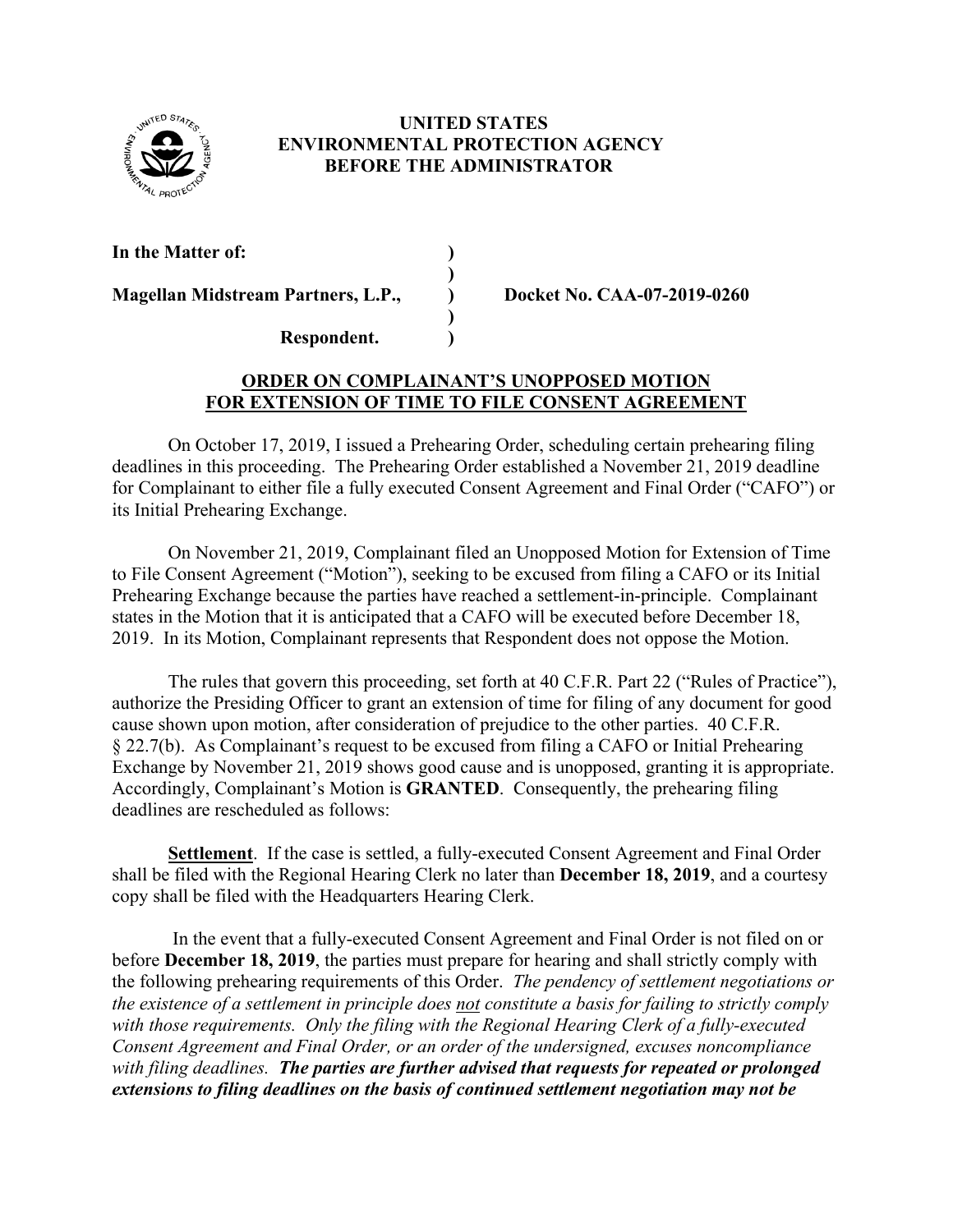**UNITED STATES**
**ENVIRONMENTAL PROTECTION AGENCY**
**BEFORE THE ADMINISTRATOR**

**In the Matter of:** )
)
**Magellan Midstream Partners, L.P.,** ) **Docket No. CAA-07-2019-0260**
)
**Respondent.** )

**ORDER ON COMPLAINANT'S UNOPPOSED MOTION FOR EXTENSION OF TIME TO FILE CONSENT AGREEMENT**

On October 17, 2019, I issued a Prehearing Order, scheduling certain prehearing filing deadlines in this proceeding. The Prehearing Order established a November 21, 2019 deadline for Complainant to either file a fully executed Consent Agreement and Final Order ("CAFO") or its Initial Prehearing Exchange.

On November 21, 2019, Complainant filed an Unopposed Motion for Extension of Time to File Consent Agreement ("Motion"), seeking to be excused from filing a CAFO or its Initial Prehearing Exchange because the parties have reached a settlement-in-principle. Complainant states in the Motion that it is anticipated that a CAFO will be executed before December 18, 2019. In its Motion, Complainant represents that Respondent does not oppose the Motion.

The rules that govern this proceeding, set forth at 40 C.F.R. Part 22 ("Rules of Practice"), authorize the Presiding Officer to grant an extension of time for filing of any document for good cause shown upon motion, after consideration of prejudice to the other parties. 40 C.F.R. § 22.7(b). As Complainant's request to be excused from filing a CAFO or Initial Prehearing Exchange by November 21, 2019 shows good cause and is unopposed, granting it is appropriate. Accordingly, Complainant's Motion is **GRANTED**. Consequently, the prehearing filing deadlines are rescheduled as follows:

**Settlement**. If the case is settled, a fully-executed Consent Agreement and Final Order shall be filed with the Regional Hearing Clerk no later than **December 18, 2019**, and a courtesy copy shall be filed with the Headquarters Hearing Clerk.

In the event that a fully-executed Consent Agreement and Final Order is not filed on or before **December 18, 2019**, the parties must prepare for hearing and shall strictly comply with the following prehearing requirements of this Order. *The pendency of settlement negotiations or the existence of a settlement in principle does not constitute a basis for failing to strictly comply with those requirements. Only the filing with the Regional Hearing Clerk of a fully-executed Consent Agreement and Final Order, or an order of the undersigned, excuses noncompliance with filing deadlines.* ***The parties are further advised that requests for repeated or prolonged extensions to filing deadlines on the basis of continued settlement negotiation may not be***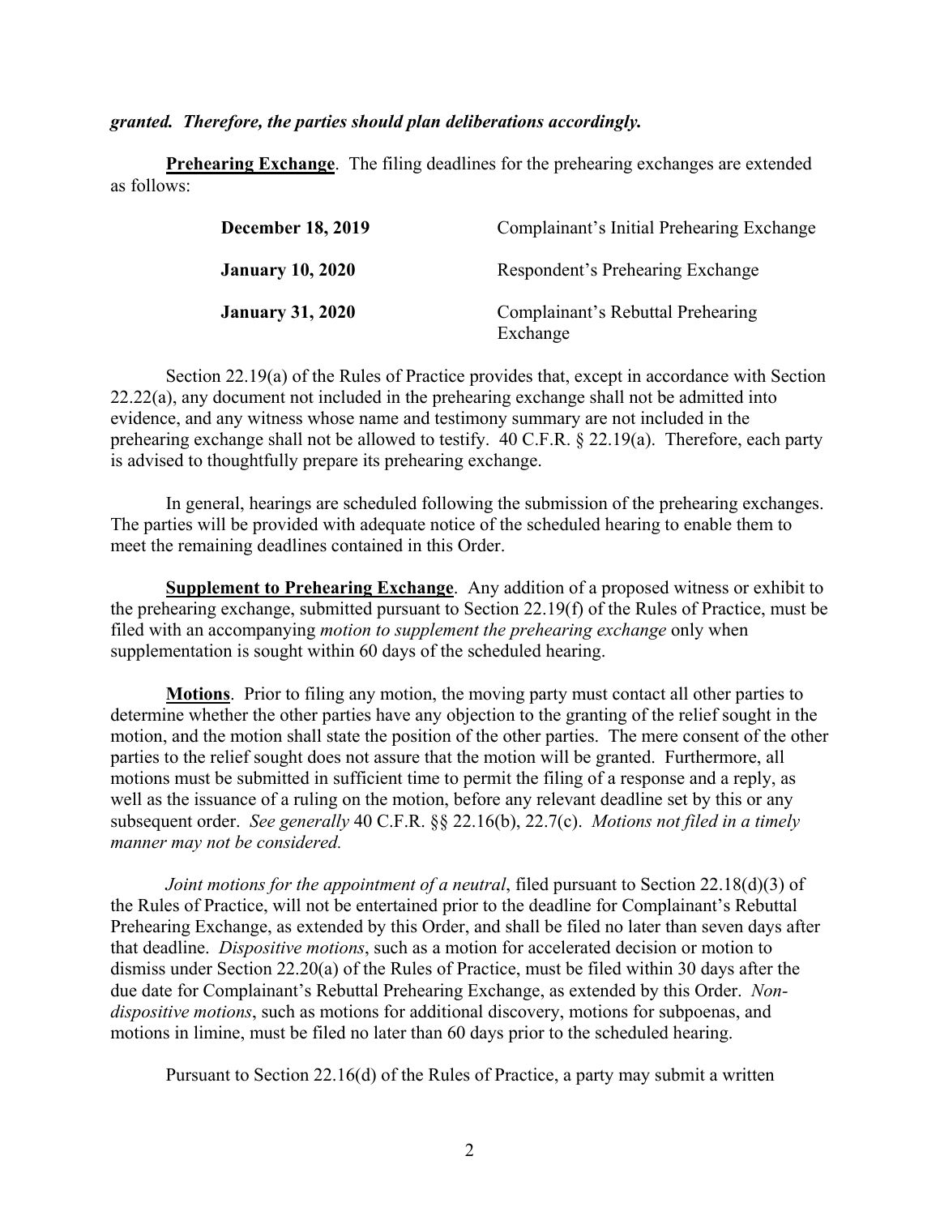***granted. Therefore, the parties should plan deliberations accordingly.***

**Prehearing Exchange**. The filing deadlines for the prehearing exchanges are extended as follows:

| | |
|---|---|
| **December 18, 2019** | Complainant's Initial Prehearing Exchange |
| **January 10, 2020** | Respondent's Prehearing Exchange |
| **January 31, 2020** | Complainant's Rebuttal Prehearing Exchange |

Section 22.19(a) of the Rules of Practice provides that, except in accordance with Section 22.22(a), any document not included in the prehearing exchange shall not be admitted into evidence, and any witness whose name and testimony summary are not included in the prehearing exchange shall not be allowed to testify. 40 C.F.R. § 22.19(a). Therefore, each party is advised to thoughtfully prepare its prehearing exchange.

In general, hearings are scheduled following the submission of the prehearing exchanges. The parties will be provided with adequate notice of the scheduled hearing to enable them to meet the remaining deadlines contained in this Order.

**Supplement to Prehearing Exchange**. Any addition of a proposed witness or exhibit to the prehearing exchange, submitted pursuant to Section 22.19(f) of the Rules of Practice, must be filed with an accompanying *motion to supplement the prehearing exchange* only when supplementation is sought within 60 days of the scheduled hearing.

**Motions**. Prior to filing any motion, the moving party must contact all other parties to determine whether the other parties have any objection to the granting of the relief sought in the motion, and the motion shall state the position of the other parties. The mere consent of the other parties to the relief sought does not assure that the motion will be granted. Furthermore, all motions must be submitted in sufficient time to permit the filing of a response and a reply, as well as the issuance of a ruling on the motion, before any relevant deadline set by this or any subsequent order. *See generally* 40 C.F.R. §§ 22.16(b), 22.7(c). *Motions not filed in a timely manner may not be considered.*

*Joint motions for the appointment of a neutral*, filed pursuant to Section 22.18(d)(3) of the Rules of Practice, will not be entertained prior to the deadline for Complainant's Rebuttal Prehearing Exchange, as extended by this Order, and shall be filed no later than seven days after that deadline. *Dispositive motions*, such as a motion for accelerated decision or motion to dismiss under Section 22.20(a) of the Rules of Practice, must be filed within 30 days after the due date for Complainant's Rebuttal Prehearing Exchange, as extended by this Order. *Non-dispositive motions*, such as motions for additional discovery, motions for subpoenas, and motions in limine, must be filed no later than 60 days prior to the scheduled hearing.

Pursuant to Section 22.16(d) of the Rules of Practice, a party may submit a written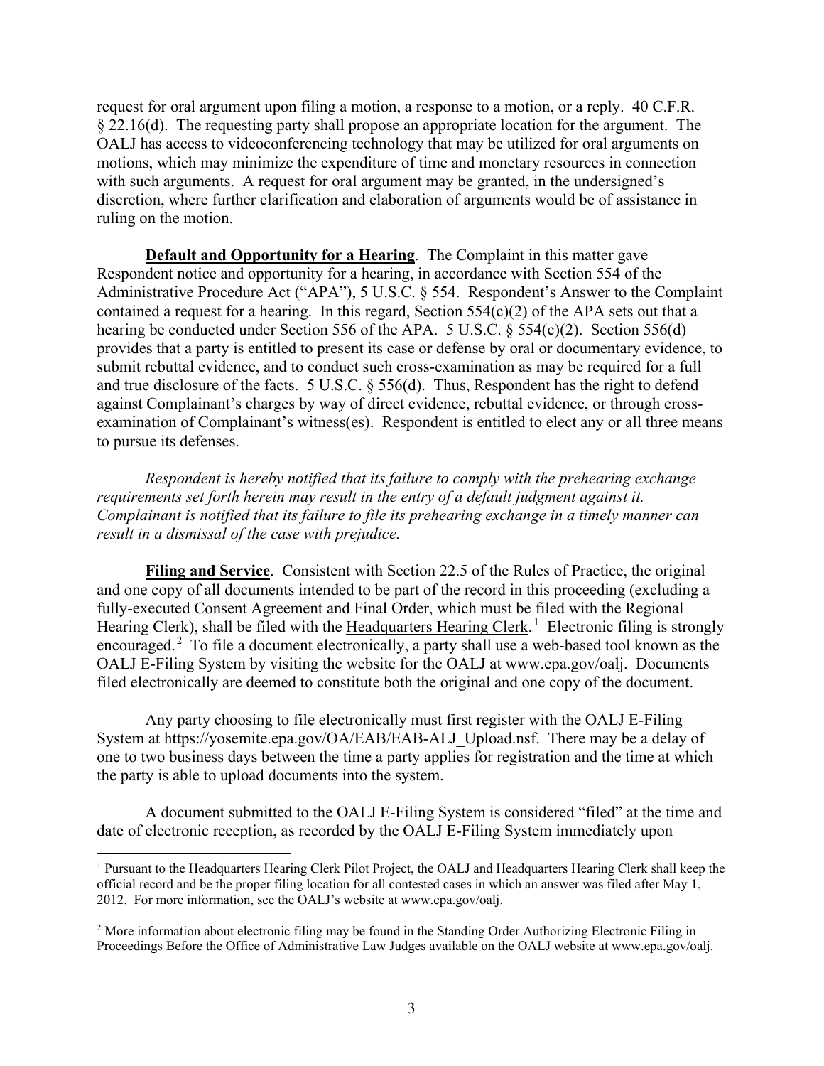request for oral argument upon filing a motion, a response to a motion, or a reply. 40 C.F.R. § 22.16(d). The requesting party shall propose an appropriate location for the argument. The OALJ has access to videoconferencing technology that may be utilized for oral arguments on motions, which may minimize the expenditure of time and monetary resources in connection with such arguments. A request for oral argument may be granted, in the undersigned's discretion, where further clarification and elaboration of arguments would be of assistance in ruling on the motion.

**Default and Opportunity for a Hearing**. The Complaint in this matter gave Respondent notice and opportunity for a hearing, in accordance with Section 554 of the Administrative Procedure Act ("APA"), 5 U.S.C. § 554. Respondent's Answer to the Complaint contained a request for a hearing. In this regard, Section 554(c)(2) of the APA sets out that a hearing be conducted under Section 556 of the APA. 5 U.S.C. § 554(c)(2). Section 556(d) provides that a party is entitled to present its case or defense by oral or documentary evidence, to submit rebuttal evidence, and to conduct such cross-examination as may be required for a full and true disclosure of the facts. 5 U.S.C. § 556(d). Thus, Respondent has the right to defend against Complainant's charges by way of direct evidence, rebuttal evidence, or through cross-examination of Complainant's witness(es). Respondent is entitled to elect any or all three means to pursue its defenses.

*Respondent is hereby notified that its failure to comply with the prehearing exchange requirements set forth herein may result in the entry of a default judgment against it. Complainant is notified that its failure to file its prehearing exchange in a timely manner can result in a dismissal of the case with prejudice.*

**Filing and Service**. Consistent with Section 22.5 of the Rules of Practice, the original and one copy of all documents intended to be part of the record in this proceeding (excluding a fully-executed Consent Agreement and Final Order, which must be filed with the Regional Hearing Clerk), shall be filed with the Headquarters Hearing Clerk.[1] Electronic filing is strongly encouraged.[2] To file a document electronically, a party shall use a web-based tool known as the OALJ E-Filing System by visiting the website for the OALJ at www.epa.gov/oalj. Documents filed electronically are deemed to constitute both the original and one copy of the document.

Any party choosing to file electronically must first register with the OALJ E-Filing System at https://yosemite.epa.gov/OA/EAB/EAB-ALJ_Upload.nsf. There may be a delay of one to two business days between the time a party applies for registration and the time at which the party is able to upload documents into the system.

A document submitted to the OALJ E-Filing System is considered "filed" at the time and date of electronic reception, as recorded by the OALJ E-Filing System immediately upon

---

[1] Pursuant to the Headquarters Hearing Clerk Pilot Project, the OALJ and Headquarters Hearing Clerk shall keep the official record and be the proper filing location for all contested cases in which an answer was filed after May 1, 2012. For more information, see the OALJ's website at www.epa.gov/oalj.

[2] More information about electronic filing may be found in the Standing Order Authorizing Electronic Filing in Proceedings Before the Office of Administrative Law Judges available on the OALJ website at www.epa.gov/oalj.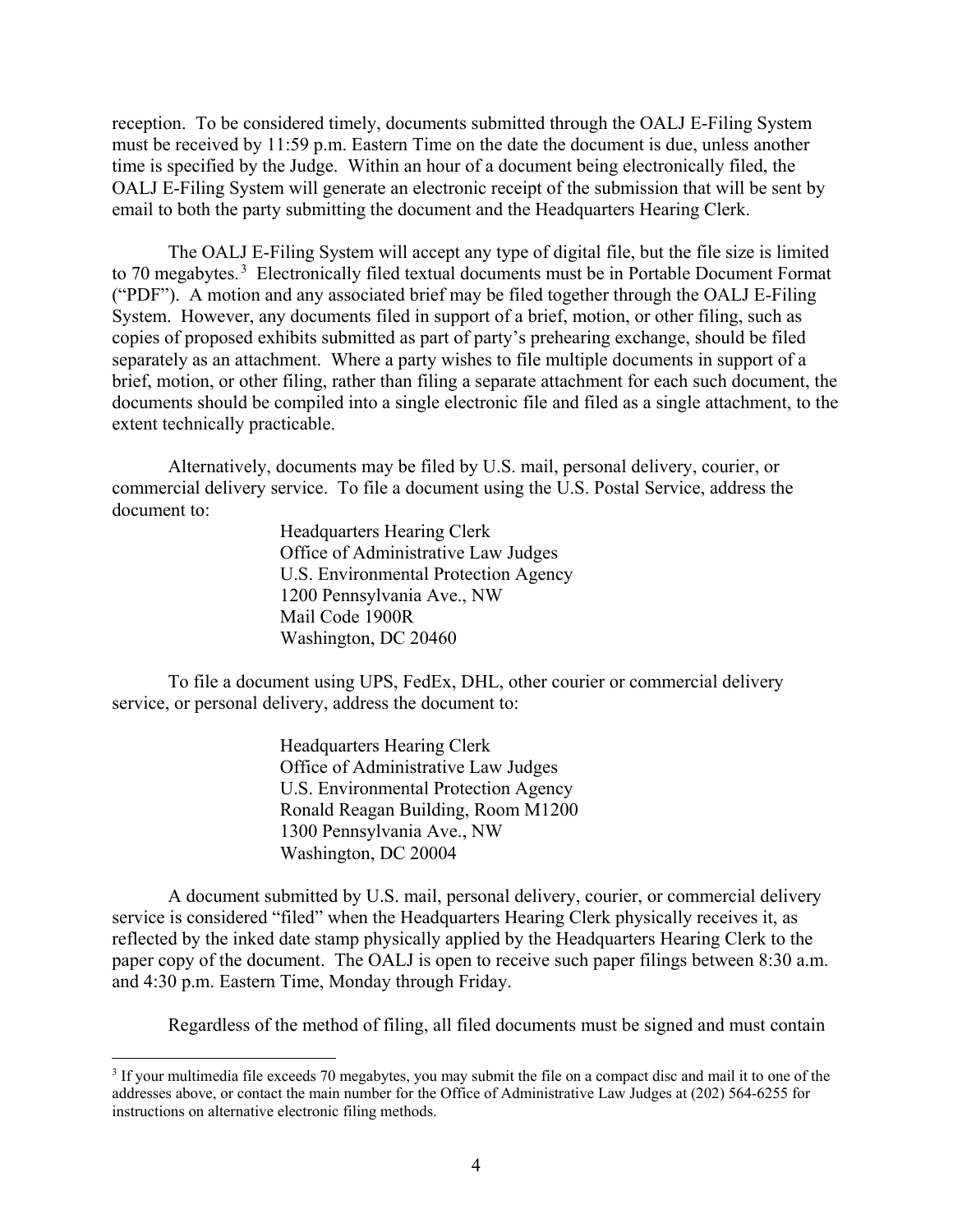reception. To be considered timely, documents submitted through the OALJ E-Filing System must be received by 11:59 p.m. Eastern Time on the date the document is due, unless another time is specified by the Judge. Within an hour of a document being electronically filed, the OALJ E-Filing System will generate an electronic receipt of the submission that will be sent by email to both the party submitting the document and the Headquarters Hearing Clerk.

The OALJ E-Filing System will accept any type of digital file, but the file size is limited to 70 megabytes.[3] Electronically filed textual documents must be in Portable Document Format ("PDF"). A motion and any associated brief may be filed together through the OALJ E-Filing System. However, any documents filed in support of a brief, motion, or other filing, such as copies of proposed exhibits submitted as part of party's prehearing exchange, should be filed separately as an attachment. Where a party wishes to file multiple documents in support of a brief, motion, or other filing, rather than filing a separate attachment for each such document, the documents should be compiled into a single electronic file and filed as a single attachment, to the extent technically practicable.

Alternatively, documents may be filed by U.S. mail, personal delivery, courier, or commercial delivery service. To file a document using the U.S. Postal Service, address the document to:

> Headquarters Hearing Clerk
> Office of Administrative Law Judges
> U.S. Environmental Protection Agency
> 1200 Pennsylvania Ave., NW
> Mail Code 1900R
> Washington, DC 20460

To file a document using UPS, FedEx, DHL, other courier or commercial delivery service, or personal delivery, address the document to:

> Headquarters Hearing Clerk
> Office of Administrative Law Judges
> U.S. Environmental Protection Agency
> Ronald Reagan Building, Room M1200
> 1300 Pennsylvania Ave., NW
> Washington, DC 20004

A document submitted by U.S. mail, personal delivery, courier, or commercial delivery service is considered "filed" when the Headquarters Hearing Clerk physically receives it, as reflected by the inked date stamp physically applied by the Headquarters Hearing Clerk to the paper copy of the document. The OALJ is open to receive such paper filings between 8:30 a.m. and 4:30 p.m. Eastern Time, Monday through Friday.

Regardless of the method of filing, all filed documents must be signed and must contain

[3] If your multimedia file exceeds 70 megabytes, you may submit the file on a compact disc and mail it to one of the addresses above, or contact the main number for the Office of Administrative Law Judges at (202) 564-6255 for instructions on alternative electronic filing methods.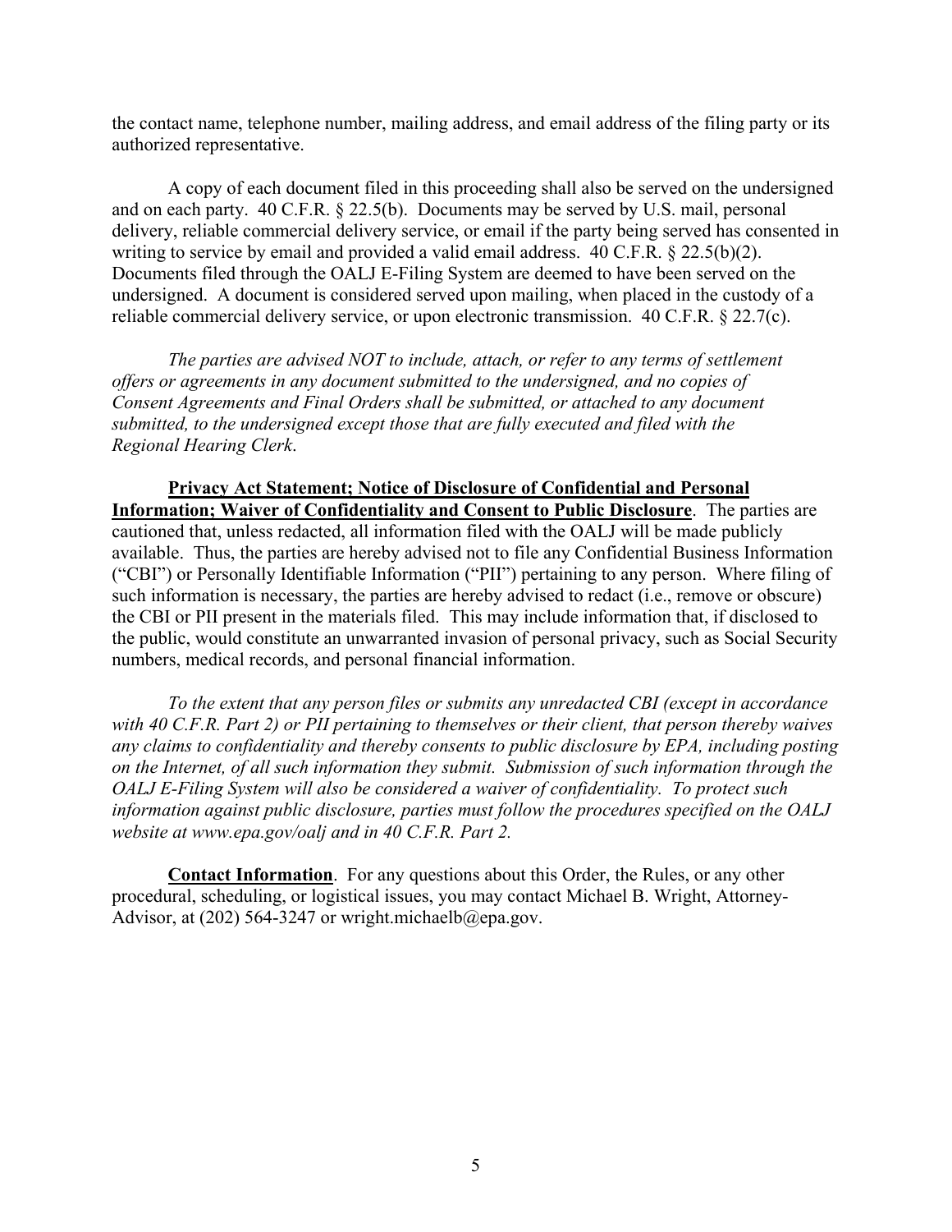the contact name, telephone number, mailing address, and email address of the filing party or its authorized representative.

A copy of each document filed in this proceeding shall also be served on the undersigned and on each party. 40 C.F.R. § 22.5(b). Documents may be served by U.S. mail, personal delivery, reliable commercial delivery service, or email if the party being served has consented in writing to service by email and provided a valid email address. 40 C.F.R. § 22.5(b)(2). Documents filed through the OALJ E-Filing System are deemed to have been served on the undersigned. A document is considered served upon mailing, when placed in the custody of a reliable commercial delivery service, or upon electronic transmission. 40 C.F.R. § 22.7(c).

*The parties are advised NOT to include, attach, or refer to any terms of settlement offers or agreements in any document submitted to the undersigned, and no copies of Consent Agreements and Final Orders shall be submitted, or attached to any document submitted, to the undersigned except those that are fully executed and filed with the Regional Hearing Clerk.*

**Privacy Act Statement; Notice of Disclosure of Confidential and Personal Information; Waiver of Confidentiality and Consent to Public Disclosure**. The parties are cautioned that, unless redacted, all information filed with the OALJ will be made publicly available. Thus, the parties are hereby advised not to file any Confidential Business Information ("CBI") or Personally Identifiable Information ("PII") pertaining to any person. Where filing of such information is necessary, the parties are hereby advised to redact (i.e., remove or obscure) the CBI or PII present in the materials filed. This may include information that, if disclosed to the public, would constitute an unwarranted invasion of personal privacy, such as Social Security numbers, medical records, and personal financial information.

*To the extent that any person files or submits any unredacted CBI (except in accordance with 40 C.F.R. Part 2) or PII pertaining to themselves or their client, that person thereby waives any claims to confidentiality and thereby consents to public disclosure by EPA, including posting on the Internet, of all such information they submit. Submission of such information through the OALJ E-Filing System will also be considered a waiver of confidentiality. To protect such information against public disclosure, parties must follow the procedures specified on the OALJ website at www.epa.gov/oalj and in 40 C.F.R. Part 2.*

**Contact Information**. For any questions about this Order, the Rules, or any other procedural, scheduling, or logistical issues, you may contact Michael B. Wright, Attorney-Advisor, at (202) 564-3247 or wright.michaelb@epa.gov.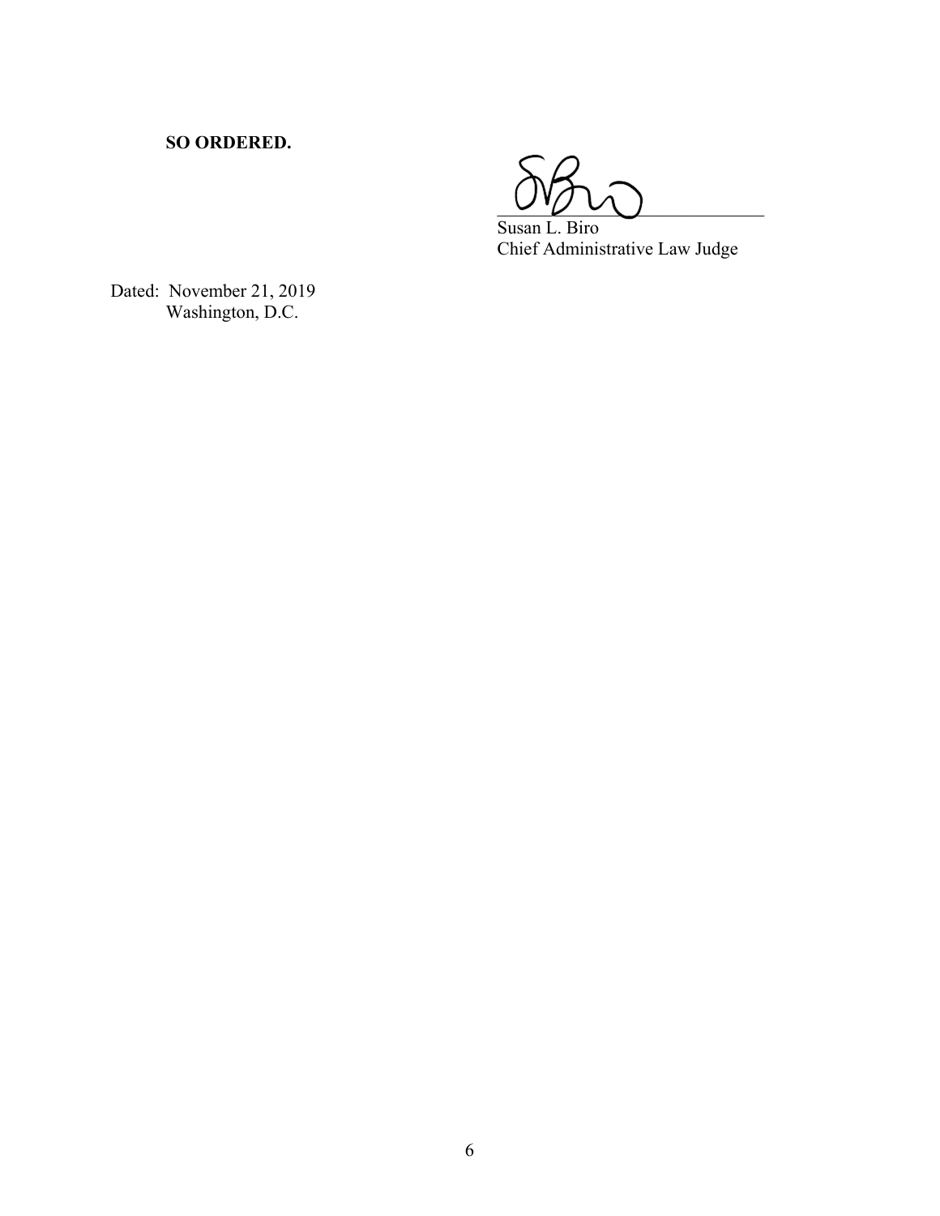**SO ORDERED.**

Susan L. Biro
Chief Administrative Law Judge

Dated: November 21, 2019
Washington, D.C.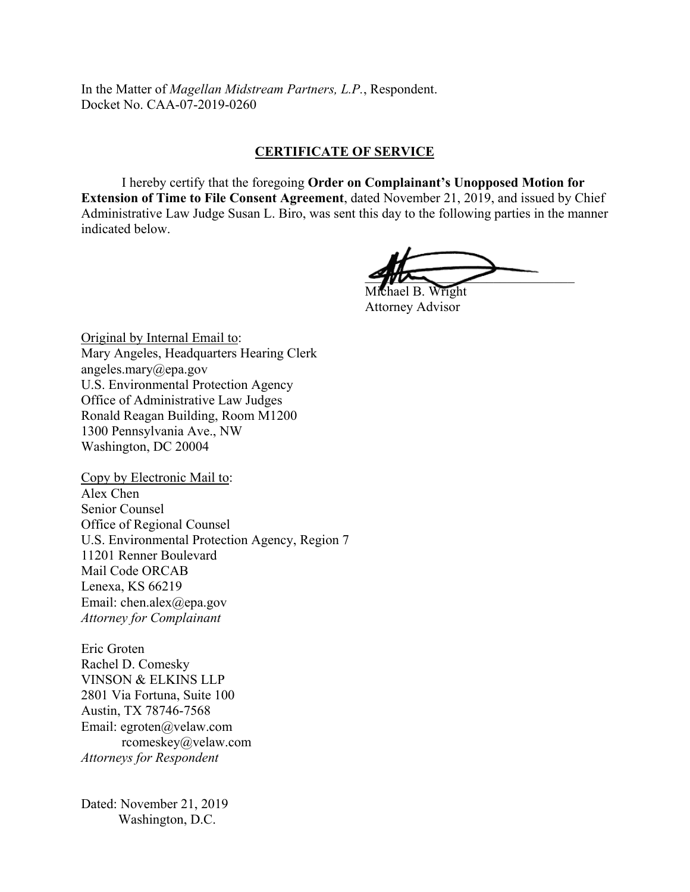In the Matter of *Magellan Midstream Partners, L.P.*, Respondent.
Docket No. CAA-07-2019-0260

**CERTIFICATE OF SERVICE**

I hereby certify that the foregoing **Order on Complainant's Unopposed Motion for Extension of Time to File Consent Agreement**, dated November 21, 2019, and issued by Chief Administrative Law Judge Susan L. Biro, was sent this day to the following parties in the manner indicated below.

Michael B. Wright
Attorney Advisor

Original by Internal Email to:
Mary Angeles, Headquarters Hearing Clerk
angeles.mary@epa.gov
U.S. Environmental Protection Agency
Office of Administrative Law Judges
Ronald Reagan Building, Room M1200
1300 Pennsylvania Ave., NW
Washington, DC 20004

Copy by Electronic Mail to:
Alex Chen
Senior Counsel
Office of Regional Counsel
U.S. Environmental Protection Agency, Region 7
11201 Renner Boulevard
Mail Code ORCAB
Lenexa, KS 66219
Email: chen.alex@epa.gov
*Attorney for Complainant*

Eric Groten
Rachel D. Comesky
VINSON & ELKINS LLP
2801 Via Fortuna, Suite 100
Austin, TX 78746-7568
Email: egroten@velaw.com
rcomeskey@velaw.com
*Attorneys for Respondent*

Dated: November 21, 2019
Washington, D.C.